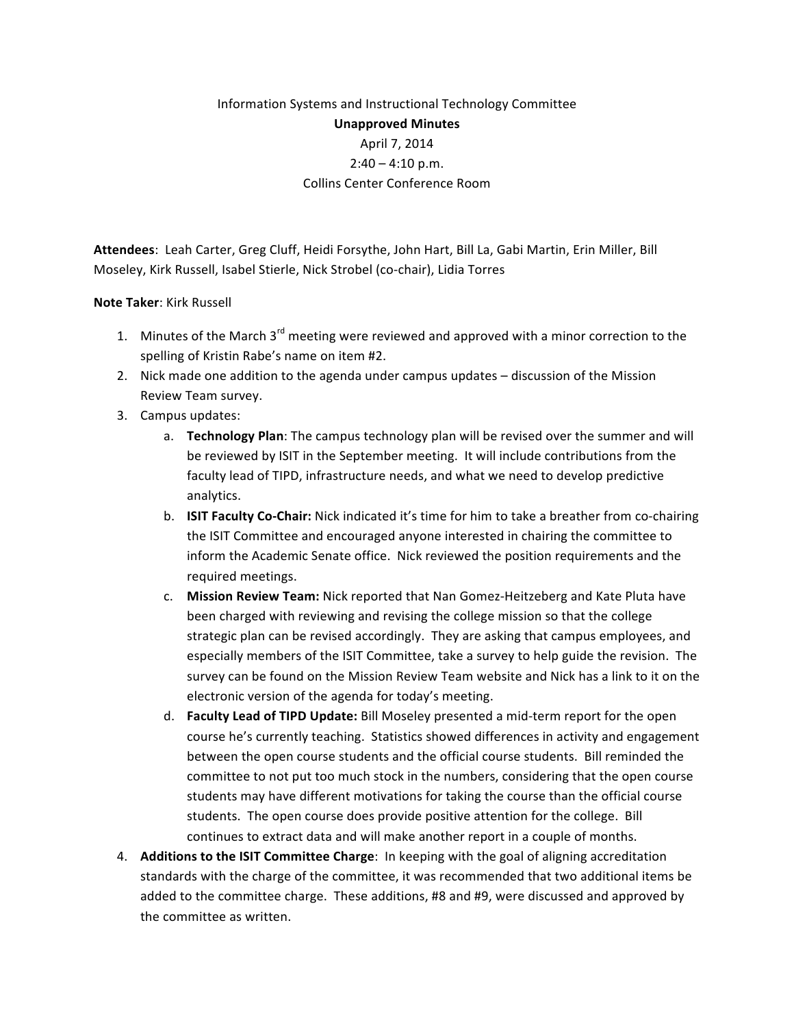Information Systems and Instructional Technology Committee

**Unapproved Minutes**

April 7, 2014

2:40 – 4:10 p.m.

Collins Center Conference Room

**Attendees**: Leah Carter, Greg Cluff, Heidi Forsythe, John Hart, Bill La, Gabi Martin, Erin Miller, Bill Moseley, Kirk Russell, Isabel Stierle, Nick Strobel (co-chair), Lidia Torres

**Note Taker**: Kirk Russell

1. Minutes of the March 3rd meeting were reviewed and approved with a minor correction to the spelling of Kristin Rabe's name on item #2.
2. Nick made one addition to the agenda under campus updates – discussion of the Mission Review Team survey.
3. Campus updates:
    a. **Technology Plan**: The campus technology plan will be revised over the summer and will be reviewed by ISIT in the September meeting. It will include contributions from the faculty lead of TIPD, infrastructure needs, and what we need to develop predictive analytics.
    b. **ISIT Faculty Co-Chair:** Nick indicated it's time for him to take a breather from co-chairing the ISIT Committee and encouraged anyone interested in chairing the committee to inform the Academic Senate office. Nick reviewed the position requirements and the required meetings.
    c. **Mission Review Team:** Nick reported that Nan Gomez-Heitzeberg and Kate Pluta have been charged with reviewing and revising the college mission so that the college strategic plan can be revised accordingly. They are asking that campus employees, and especially members of the ISIT Committee, take a survey to help guide the revision. The survey can be found on the Mission Review Team website and Nick has a link to it on the electronic version of the agenda for today's meeting.
    d. **Faculty Lead of TIPD Update:** Bill Moseley presented a mid-term report for the open course he's currently teaching. Statistics showed differences in activity and engagement between the open course students and the official course students. Bill reminded the committee to not put too much stock in the numbers, considering that the open course students may have different motivations for taking the course than the official course students. The open course does provide positive attention for the college. Bill continues to extract data and will make another report in a couple of months.
4. **Additions to the ISIT Committee Charge**: In keeping with the goal of aligning accreditation standards with the charge of the committee, it was recommended that two additional items be added to the committee charge. These additions, #8 and #9, were discussed and approved by the committee as written.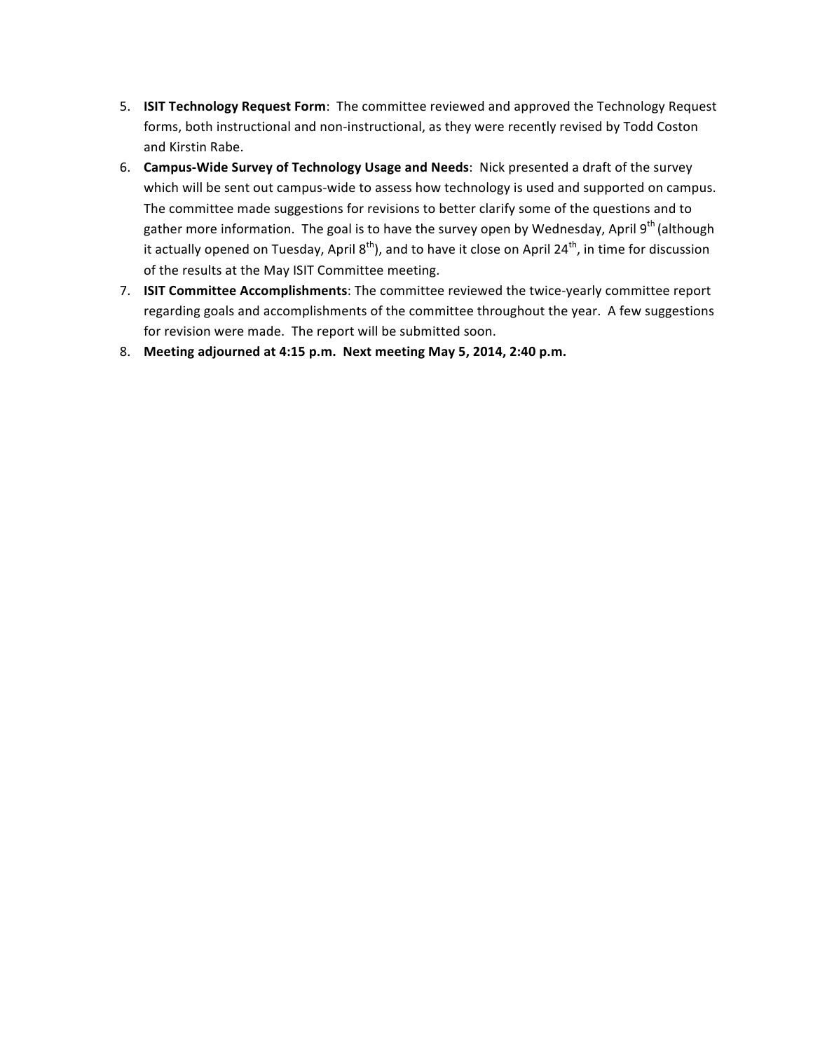5. **ISIT Technology Request Form**: The committee reviewed and approved the Technology Request forms, both instructional and non-instructional, as they were recently revised by Todd Coston and Kirstin Rabe.
6. **Campus-Wide Survey of Technology Usage and Needs**: Nick presented a draft of the survey which will be sent out campus-wide to assess how technology is used and supported on campus. The committee made suggestions for revisions to better clarify some of the questions and to gather more information. The goal is to have the survey open by Wednesday, April 9th (although it actually opened on Tuesday, April 8th), and to have it close on April 24th, in time for discussion of the results at the May ISIT Committee meeting.
7. **ISIT Committee Accomplishments**: The committee reviewed the twice-yearly committee report regarding goals and accomplishments of the committee throughout the year. A few suggestions for revision were made. The report will be submitted soon.
8. **Meeting adjourned at 4:15 p.m. Next meeting May 5, 2014, 2:40 p.m.**